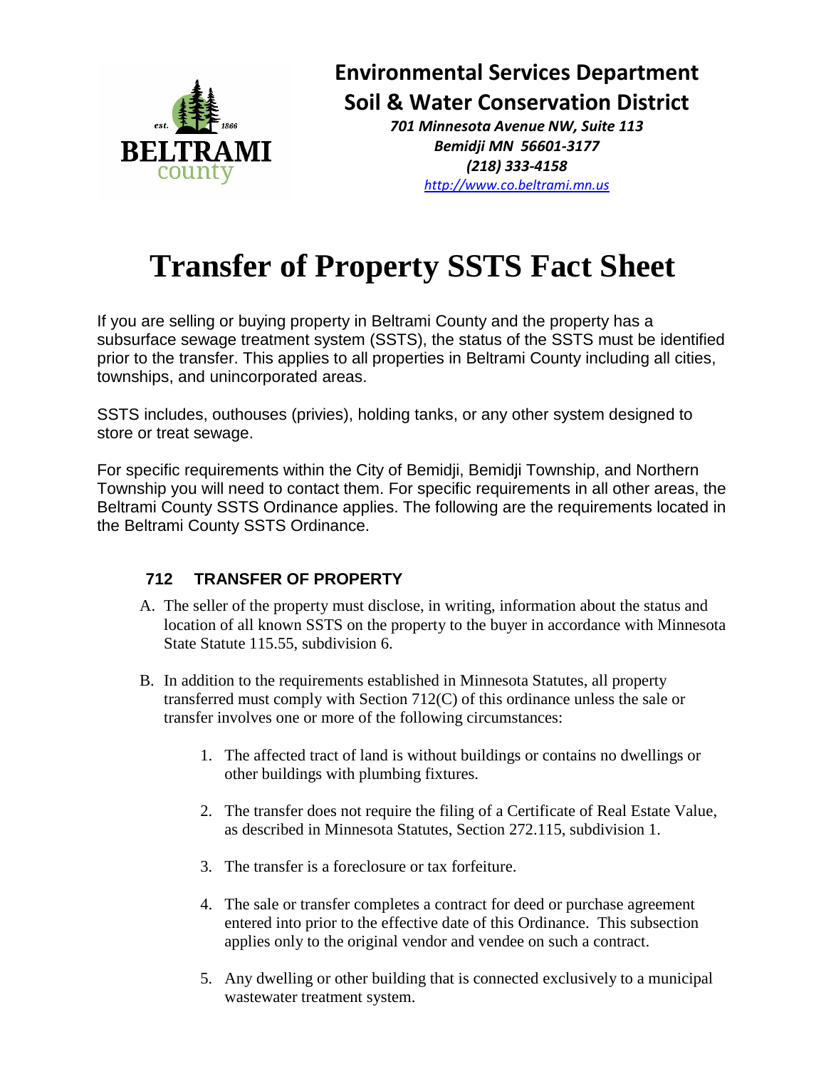**Environmental Services Department**
**Soil & Water Conservation District**

*701 Minnesota Avenue NW, Suite 113*
*Bemidji MN 56601-3177*
*(218) 333-4158*
*http://www.co.beltrami.mn.us*

# Transfer of Property SSTS Fact Sheet

If you are selling or buying property in Beltrami County and the property has a subsurface sewage treatment system (SSTS), the status of the SSTS must be identified prior to the transfer. This applies to all properties in Beltrami County including all cities, townships, and unincorporated areas.

SSTS includes, outhouses (privies), holding tanks, or any other system designed to store or treat sewage.

For specific requirements within the City of Bemidji, Bemidji Township, and Northern Township you will need to contact them. For specific requirements in all other areas, the Beltrami County SSTS Ordinance applies. The following are the requirements located in the Beltrami County SSTS Ordinance.

### 712 TRANSFER OF PROPERTY

A. The seller of the property must disclose, in writing, information about the status and location of all known SSTS on the property to the buyer in accordance with Minnesota State Statute 115.55, subdivision 6.

B. In addition to the requirements established in Minnesota Statutes, all property transferred must comply with Section 712(C) of this ordinance unless the sale or transfer involves one or more of the following circumstances:

    1. The affected tract of land is without buildings or contains no dwellings or other buildings with plumbing fixtures.

    2. The transfer does not require the filing of a Certificate of Real Estate Value, as described in Minnesota Statutes, Section 272.115, subdivision 1.

    3. The transfer is a foreclosure or tax forfeiture.

    4. The sale or transfer completes a contract for deed or purchase agreement entered into prior to the effective date of this Ordinance. This subsection applies only to the original vendor and vendee on such a contract.

    5. Any dwelling or other building that is connected exclusively to a municipal wastewater treatment system.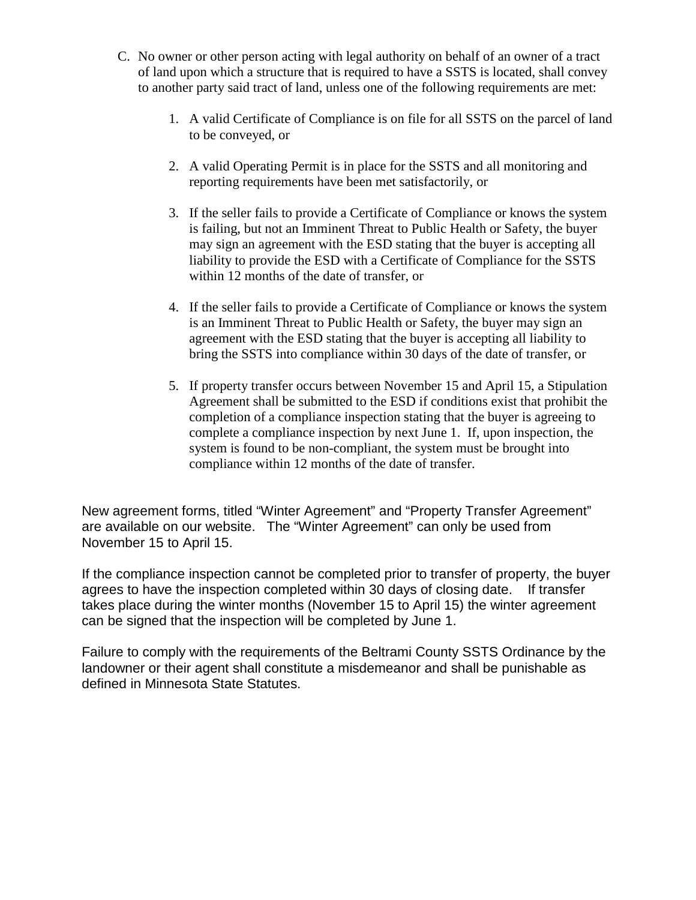C. No owner or other person acting with legal authority on behalf of an owner of a tract of land upon which a structure that is required to have a SSTS is located, shall convey to another party said tract of land, unless one of the following requirements are met:

   1. A valid Certificate of Compliance is on file for all SSTS on the parcel of land to be conveyed, or

   2. A valid Operating Permit is in place for the SSTS and all monitoring and reporting requirements have been met satisfactorily, or

   3. If the seller fails to provide a Certificate of Compliance or knows the system is failing, but not an Imminent Threat to Public Health or Safety, the buyer may sign an agreement with the ESD stating that the buyer is accepting all liability to provide the ESD with a Certificate of Compliance for the SSTS within 12 months of the date of transfer, or

   4. If the seller fails to provide a Certificate of Compliance or knows the system is an Imminent Threat to Public Health or Safety, the buyer may sign an agreement with the ESD stating that the buyer is accepting all liability to bring the SSTS into compliance within 30 days of the date of transfer, or

   5. If property transfer occurs between November 15 and April 15, a Stipulation Agreement shall be submitted to the ESD if conditions exist that prohibit the completion of a compliance inspection stating that the buyer is agreeing to complete a compliance inspection by next June 1. If, upon inspection, the system is found to be non-compliant, the system must be brought into compliance within 12 months of the date of transfer.

New agreement forms, titled "Winter Agreement" and "Property Transfer Agreement" are available on our website. The "Winter Agreement" can only be used from November 15 to April 15.

If the compliance inspection cannot be completed prior to transfer of property, the buyer agrees to have the inspection completed within 30 days of closing date. If transfer takes place during the winter months (November 15 to April 15) the winter agreement can be signed that the inspection will be completed by June 1.

Failure to comply with the requirements of the Beltrami County SSTS Ordinance by the landowner or their agent shall constitute a misdemeanor and shall be punishable as defined in Minnesota State Statutes.